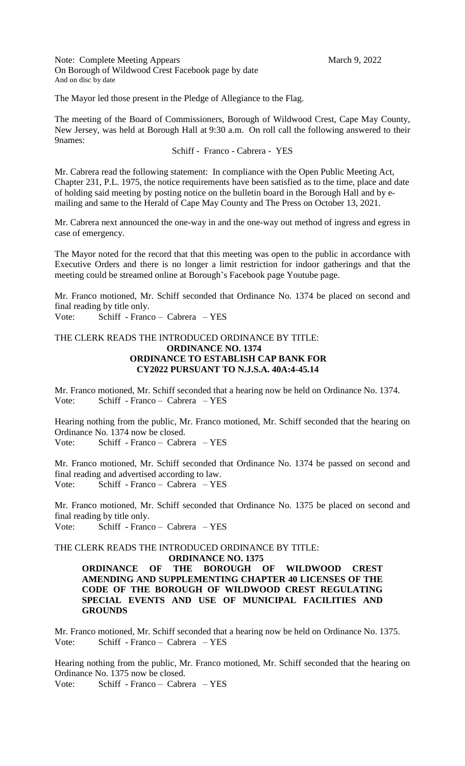Note: Complete Meeting Appears On Borough of Wildwood Crest Facebook page by date And on disc by date

March 9, 2022

The Mayor led those present in the Pledge of Allegiance to the Flag.

The meeting of the Board of Commissioners, Borough of Wildwood Crest, Cape May County, New Jersey, was held at Borough Hall at 9:30 a.m. On roll call the following answered to their 9names:

Schiff - Franco - Cabrera - YES

Mr. Cabrera read the following statement: In compliance with the Open Public Meeting Act, Chapter 231, P.L. 1975, the notice requirements have been satisfied as to the time, place and date of holding said meeting by posting notice on the bulletin board in the Borough Hall and by e-mailing and same to the Herald of Cape May County and The Press on October 13, 2021.

Mr. Cabrera next announced the one-way in and the one-way out method of ingress and egress in case of emergency.

The Mayor noted for the record that that this meeting was open to the public in accordance with Executive Orders and there is no longer a limit restriction for indoor gatherings and that the meeting could be streamed online at Borough's Facebook page Youtube page.

Mr. Franco motioned, Mr. Schiff seconded that Ordinance No. 1374 be placed on second and final reading by title only.

Vote: Schiff - Franco – Cabrera – YES

THE CLERK READS THE INTRODUCED ORDINANCE BY TITLE:

**ORDINANCE NO. 1374**
**ORDINANCE TO ESTABLISH CAP BANK FOR CY2022 PURSUANT TO N.J.S.A. 40A:4-45.14**

Mr. Franco motioned, Mr. Schiff seconded that a hearing now be held on Ordinance No. 1374.

Vote: Schiff - Franco – Cabrera – YES

Hearing nothing from the public, Mr. Franco motioned, Mr. Schiff seconded that the hearing on Ordinance No. 1374 now be closed.

Vote: Schiff - Franco – Cabrera – YES

Mr. Franco motioned, Mr. Schiff seconded that Ordinance No. 1374 be passed on second and final reading and advertised according to law.

Vote: Schiff - Franco – Cabrera – YES

Mr. Franco motioned, Mr. Schiff seconded that Ordinance No. 1375 be placed on second and final reading by title only.

Vote: Schiff - Franco – Cabrera – YES

THE CLERK READS THE INTRODUCED ORDINANCE BY TITLE:

**ORDINANCE NO. 1375**
**ORDINANCE OF THE BOROUGH OF WILDWOOD CREST AMENDING AND SUPPLEMENTING CHAPTER 40 LICENSES OF THE CODE OF THE BOROUGH OF WILDWOOD CREST REGULATING SPECIAL EVENTS AND USE OF MUNICIPAL FACILITIES AND GROUNDS**

Mr. Franco motioned, Mr. Schiff seconded that a hearing now be held on Ordinance No. 1375.

Vote: Schiff - Franco – Cabrera – YES

Hearing nothing from the public, Mr. Franco motioned, Mr. Schiff seconded that the hearing on Ordinance No. 1375 now be closed.

Vote: Schiff - Franco – Cabrera – YES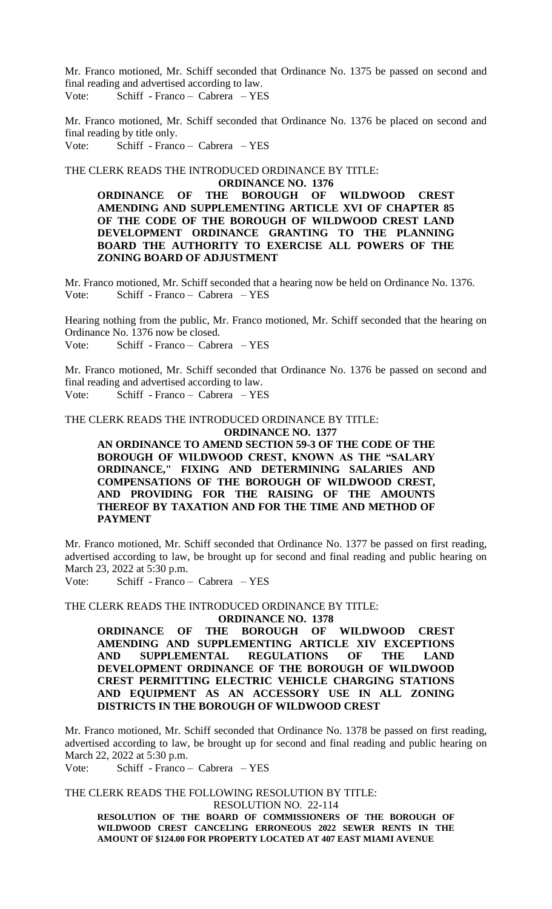Mr. Franco motioned, Mr. Schiff seconded that Ordinance No. 1375 be passed on second and final reading and advertised according to law.

Vote: Schiff - Franco – Cabrera – YES

Mr. Franco motioned, Mr. Schiff seconded that Ordinance No. 1376 be placed on second and final reading by title only.

Vote: Schiff - Franco – Cabrera – YES

THE CLERK READS THE INTRODUCED ORDINANCE BY TITLE:

**ORDINANCE NO. 1376**

**ORDINANCE OF THE BOROUGH OF WILDWOOD CREST AMENDING AND SUPPLEMENTING ARTICLE XVI OF CHAPTER 85 OF THE CODE OF THE BOROUGH OF WILDWOOD CREST LAND DEVELOPMENT ORDINANCE GRANTING TO THE PLANNING BOARD THE AUTHORITY TO EXERCISE ALL POWERS OF THE ZONING BOARD OF ADJUSTMENT**

Mr. Franco motioned, Mr. Schiff seconded that a hearing now be held on Ordinance No. 1376.

Vote: Schiff - Franco – Cabrera – YES

Hearing nothing from the public, Mr. Franco motioned, Mr. Schiff seconded that the hearing on Ordinance No. 1376 now be closed.

Vote: Schiff - Franco – Cabrera – YES

Mr. Franco motioned, Mr. Schiff seconded that Ordinance No. 1376 be passed on second and final reading and advertised according to law.

Vote: Schiff - Franco – Cabrera – YES

THE CLERK READS THE INTRODUCED ORDINANCE BY TITLE:

**ORDINANCE NO. 1377**

**AN ORDINANCE TO AMEND SECTION 59-3 OF THE CODE OF THE BOROUGH OF WILDWOOD CREST, KNOWN AS THE "SALARY ORDINANCE," FIXING AND DETERMINING SALARIES AND COMPENSATIONS OF THE BOROUGH OF WILDWOOD CREST, AND PROVIDING FOR THE RAISING OF THE AMOUNTS THEREOF BY TAXATION AND FOR THE TIME AND METHOD OF PAYMENT**

Mr. Franco motioned, Mr. Schiff seconded that Ordinance No. 1377 be passed on first reading, advertised according to law, be brought up for second and final reading and public hearing on March 23, 2022 at 5:30 p.m.

Vote: Schiff - Franco – Cabrera – YES

THE CLERK READS THE INTRODUCED ORDINANCE BY TITLE:

**ORDINANCE NO. 1378**

**ORDINANCE OF THE BOROUGH OF WILDWOOD CREST AMENDING AND SUPPLEMENTING ARTICLE XIV EXCEPTIONS AND SUPPLEMENTAL REGULATIONS OF THE LAND DEVELOPMENT ORDINANCE OF THE BOROUGH OF WILDWOOD CREST PERMITTING ELECTRIC VEHICLE CHARGING STATIONS AND EQUIPMENT AS AN ACCESSORY USE IN ALL ZONING DISTRICTS IN THE BOROUGH OF WILDWOOD CREST**

Mr. Franco motioned, Mr. Schiff seconded that Ordinance No. 1378 be passed on first reading, advertised according to law, be brought up for second and final reading and public hearing on March 22, 2022 at 5:30 p.m.

Vote: Schiff - Franco – Cabrera – YES

THE CLERK READS THE FOLLOWING RESOLUTION BY TITLE:

RESOLUTION NO. 22-114

**RESOLUTION OF THE BOARD OF COMMISSIONERS OF THE BOROUGH OF WILDWOOD CREST CANCELING ERRONEOUS 2022 SEWER RENTS IN THE AMOUNT OF $124.00 FOR PROPERTY LOCATED AT 407 EAST MIAMI AVENUE**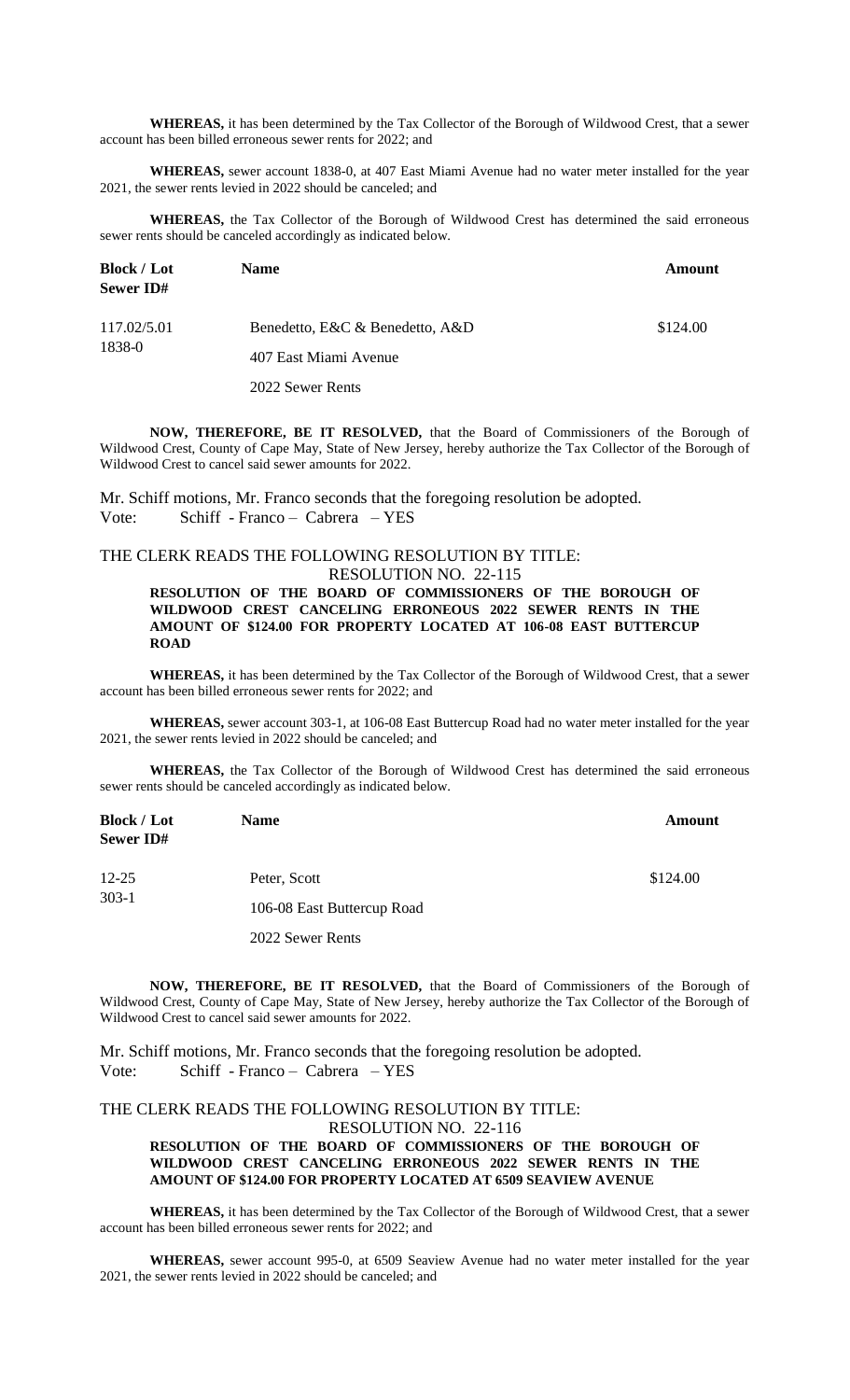**WHEREAS,** it has been determined by the Tax Collector of the Borough of Wildwood Crest, that a sewer account has been billed erroneous sewer rents for 2022; and

**WHEREAS,** sewer account 1838-0, at 407 East Miami Avenue had no water meter installed for the year 2021, the sewer rents levied in 2022 should be canceled; and

**WHEREAS,** the Tax Collector of the Borough of Wildwood Crest has determined the said erroneous sewer rents should be canceled accordingly as indicated below.

| Block / Lot<br>Sewer ID# | Name | Amount |
|---|---|---|
| 117.02/5.01<br>1838-0 | Benedetto, E&C & Benedetto, A&D<br>407 East Miami Avenue<br>2022 Sewer Rents | $124.00 |

**NOW, THEREFORE, BE IT RESOLVED,** that the Board of Commissioners of the Borough of Wildwood Crest, County of Cape May, State of New Jersey, hereby authorize the Tax Collector of the Borough of Wildwood Crest to cancel said sewer amounts for 2022.

Mr. Schiff motions, Mr. Franco seconds that the foregoing resolution be adopted.
Vote: Schiff - Franco – Cabrera – YES

THE CLERK READS THE FOLLOWING RESOLUTION BY TITLE:
RESOLUTION NO. 22-115

**RESOLUTION OF THE BOARD OF COMMISSIONERS OF THE BOROUGH OF WILDWOOD CREST CANCELING ERRONEOUS 2022 SEWER RENTS IN THE AMOUNT OF $124.00 FOR PROPERTY LOCATED AT 106-08 EAST BUTTERCUP ROAD**

**WHEREAS,** it has been determined by the Tax Collector of the Borough of Wildwood Crest, that a sewer account has been billed erroneous sewer rents for 2022; and

**WHEREAS,** sewer account 303-1, at 106-08 East Buttercup Road had no water meter installed for the year 2021, the sewer rents levied in 2022 should be canceled; and

**WHEREAS,** the Tax Collector of the Borough of Wildwood Crest has determined the said erroneous sewer rents should be canceled accordingly as indicated below.

| Block / Lot<br>Sewer ID# | Name | Amount |
|---|---|---|
| 12-25<br>303-1 | Peter, Scott<br>106-08 East Buttercup Road<br>2022 Sewer Rents | $124.00 |

**NOW, THEREFORE, BE IT RESOLVED,** that the Board of Commissioners of the Borough of Wildwood Crest, County of Cape May, State of New Jersey, hereby authorize the Tax Collector of the Borough of Wildwood Crest to cancel said sewer amounts for 2022.

Mr. Schiff motions, Mr. Franco seconds that the foregoing resolution be adopted.
Vote: Schiff - Franco – Cabrera – YES

THE CLERK READS THE FOLLOWING RESOLUTION BY TITLE:
RESOLUTION NO. 22-116

**RESOLUTION OF THE BOARD OF COMMISSIONERS OF THE BOROUGH OF WILDWOOD CREST CANCELING ERRONEOUS 2022 SEWER RENTS IN THE AMOUNT OF $124.00 FOR PROPERTY LOCATED AT 6509 SEAVIEW AVENUE**

**WHEREAS,** it has been determined by the Tax Collector of the Borough of Wildwood Crest, that a sewer account has been billed erroneous sewer rents for 2022; and

**WHEREAS,** sewer account 995-0, at 6509 Seaview Avenue had no water meter installed for the year 2021, the sewer rents levied in 2022 should be canceled; and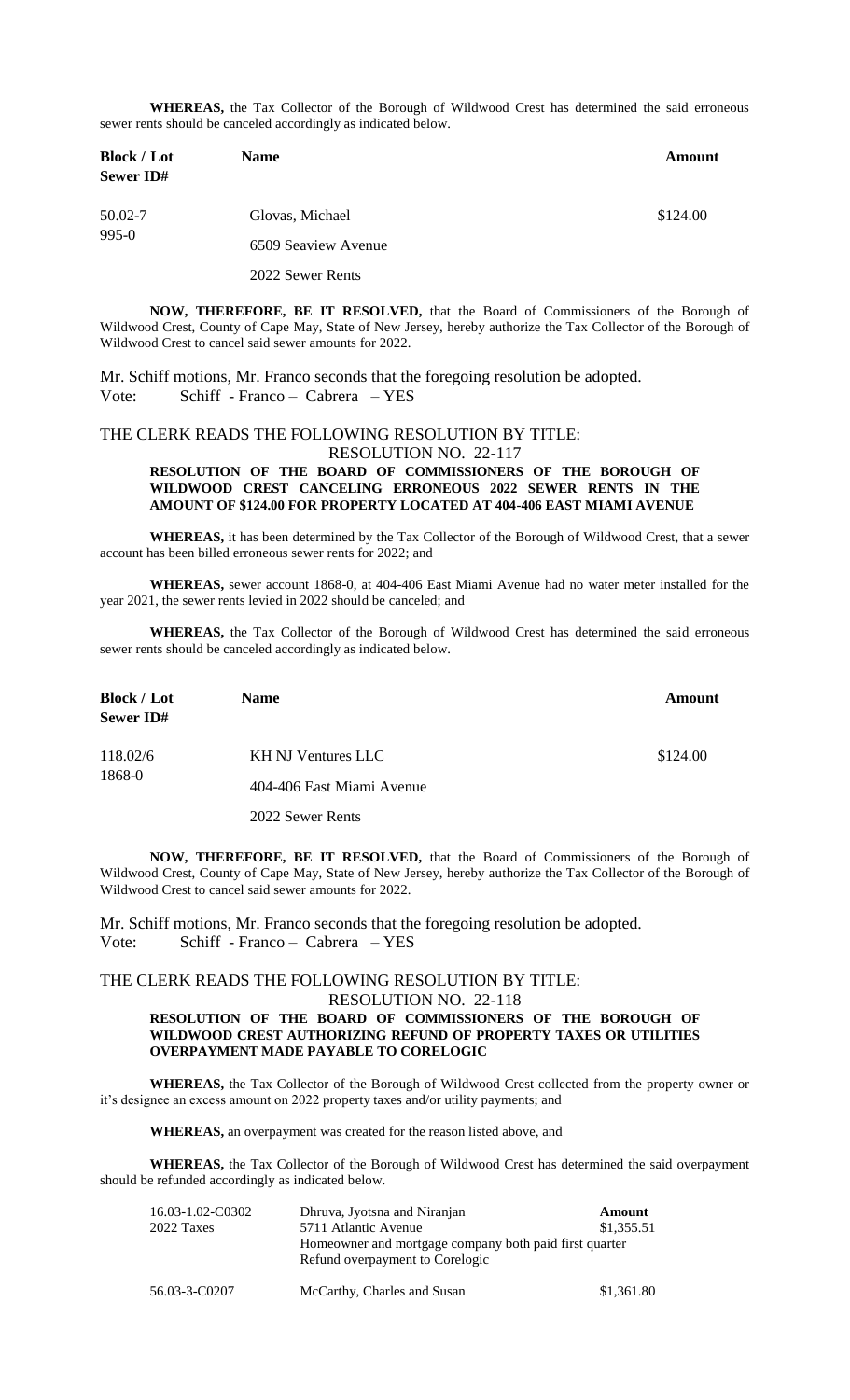**WHEREAS,** the Tax Collector of the Borough of Wildwood Crest has determined the said erroneous sewer rents should be canceled accordingly as indicated below.

| **Block / Lot Sewer ID#** | **Name** | **Amount** |
|---|---|---|
| 50.02-7 995-0 | Glovas, Michael 6509 Seaview Avenue 2022 Sewer Rents | $124.00 |

**NOW, THEREFORE, BE IT RESOLVED,** that the Board of Commissioners of the Borough of Wildwood Crest, County of Cape May, State of New Jersey, hereby authorize the Tax Collector of the Borough of Wildwood Crest to cancel said sewer amounts for 2022.

Mr. Schiff motions, Mr. Franco seconds that the foregoing resolution be adopted.
Vote: Schiff - Franco – Cabrera – YES

THE CLERK READS THE FOLLOWING RESOLUTION BY TITLE:
RESOLUTION NO. 22-117

**RESOLUTION OF THE BOARD OF COMMISSIONERS OF THE BOROUGH OF WILDWOOD CREST CANCELING ERRONEOUS 2022 SEWER RENTS IN THE AMOUNT OF $124.00 FOR PROPERTY LOCATED AT 404-406 EAST MIAMI AVENUE**

**WHEREAS,** it has been determined by the Tax Collector of the Borough of Wildwood Crest, that a sewer account has been billed erroneous sewer rents for 2022; and

**WHEREAS,** sewer account 1868-0, at 404-406 East Miami Avenue had no water meter installed for the year 2021, the sewer rents levied in 2022 should be canceled; and

**WHEREAS,** the Tax Collector of the Borough of Wildwood Crest has determined the said erroneous sewer rents should be canceled accordingly as indicated below.

| **Block / Lot Sewer ID#** | **Name** | **Amount** |
|---|---|---|
| 118.02/6 1868-0 | KH NJ Ventures LLC 404-406 East Miami Avenue 2022 Sewer Rents | $124.00 |

**NOW, THEREFORE, BE IT RESOLVED,** that the Board of Commissioners of the Borough of Wildwood Crest, County of Cape May, State of New Jersey, hereby authorize the Tax Collector of the Borough of Wildwood Crest to cancel said sewer amounts for 2022.

Mr. Schiff motions, Mr. Franco seconds that the foregoing resolution be adopted.
Vote: Schiff - Franco – Cabrera – YES

THE CLERK READS THE FOLLOWING RESOLUTION BY TITLE:
RESOLUTION NO. 22-118

**RESOLUTION OF THE BOARD OF COMMISSIONERS OF THE BOROUGH OF WILDWOOD CREST AUTHORIZING REFUND OF PROPERTY TAXES OR UTILITIES OVERPAYMENT MADE PAYABLE TO CORELOGIC**

**WHEREAS,** the Tax Collector of the Borough of Wildwood Crest collected from the property owner or it's designee an excess amount on 2022 property taxes and/or utility payments; and

**WHEREAS,** an overpayment was created for the reason listed above, and

**WHEREAS,** the Tax Collector of the Borough of Wildwood Crest has determined the said overpayment should be refunded accordingly as indicated below.

| | | **Amount** |
|---|---|---|
| 16.03-1.02-C0302 2022 Taxes | Dhruva, Jyotsna and Niranjan 5711 Atlantic Avenue Homeowner and mortgage company both paid first quarter Refund overpayment to Corelogic | $1,355.51 |
| 56.03-3-C0207 | McCarthy, Charles and Susan | $1,361.80 |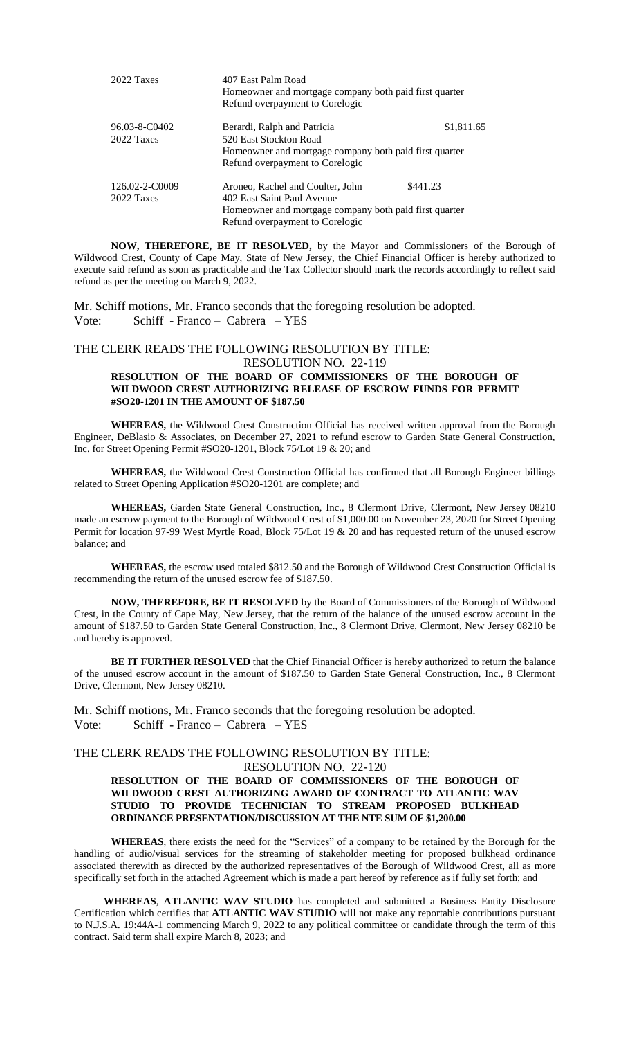| | | |
|---|---|---|
| 2022 Taxes | 407 East Palm Road<br>Homeowner and mortgage company both paid first quarter<br>Refund overpayment to Corelogic | |
| 96.03-8-C0402<br>2022 Taxes | Berardi, Ralph and Patricia<br>520 East Stockton Road<br>Homeowner and mortgage company both paid first quarter<br>Refund overpayment to Corelogic | $1,811.65 |
| 126.02-2-C0009<br>2022 Taxes | Aroneo, Rachel and Coulter, John<br>402 East Saint Paul Avenue<br>Homeowner and mortgage company both paid first quarter<br>Refund overpayment to Corelogic | $441.23 |

**NOW, THEREFORE, BE IT RESOLVED,** by the Mayor and Commissioners of the Borough of Wildwood Crest, County of Cape May, State of New Jersey, the Chief Financial Officer is hereby authorized to execute said refund as soon as practicable and the Tax Collector should mark the records accordingly to reflect said refund as per the meeting on March 9, 2022.

Mr. Schiff motions, Mr. Franco seconds that the foregoing resolution be adopted.
Vote: Schiff - Franco – Cabrera – YES

THE CLERK READS THE FOLLOWING RESOLUTION BY TITLE:

RESOLUTION NO. 22-119

**RESOLUTION OF THE BOARD OF COMMISSIONERS OF THE BOROUGH OF WILDWOOD CREST AUTHORIZING RELEASE OF ESCROW FUNDS FOR PERMIT #SO20-1201 IN THE AMOUNT OF $187.50**

**WHEREAS,** the Wildwood Crest Construction Official has received written approval from the Borough Engineer, DeBlasio & Associates, on December 27, 2021 to refund escrow to Garden State General Construction, Inc. for Street Opening Permit #SO20-1201, Block 75/Lot 19 & 20; and

**WHEREAS,** the Wildwood Crest Construction Official has confirmed that all Borough Engineer billings related to Street Opening Application #SO20-1201 are complete; and

**WHEREAS,** Garden State General Construction, Inc., 8 Clermont Drive, Clermont, New Jersey 08210 made an escrow payment to the Borough of Wildwood Crest of $1,000.00 on November 23, 2020 for Street Opening Permit for location 97-99 West Myrtle Road, Block 75/Lot 19 & 20 and has requested return of the unused escrow balance; and

**WHEREAS,** the escrow used totaled $812.50 and the Borough of Wildwood Crest Construction Official is recommending the return of the unused escrow fee of $187.50.

**NOW, THEREFORE, BE IT RESOLVED** by the Board of Commissioners of the Borough of Wildwood Crest, in the County of Cape May, New Jersey, that the return of the balance of the unused escrow account in the amount of $187.50 to Garden State General Construction, Inc., 8 Clermont Drive, Clermont, New Jersey 08210 be and hereby is approved.

**BE IT FURTHER RESOLVED** that the Chief Financial Officer is hereby authorized to return the balance of the unused escrow account in the amount of $187.50 to Garden State General Construction, Inc., 8 Clermont Drive, Clermont, New Jersey 08210.

Mr. Schiff motions, Mr. Franco seconds that the foregoing resolution be adopted.
Vote: Schiff - Franco – Cabrera – YES

THE CLERK READS THE FOLLOWING RESOLUTION BY TITLE:

RESOLUTION NO. 22-120

**RESOLUTION OF THE BOARD OF COMMISSIONERS OF THE BOROUGH OF WILDWOOD CREST AUTHORIZING AWARD OF CONTRACT TO ATLANTIC WAV STUDIO TO PROVIDE TECHNICIAN TO STREAM PROPOSED BULKHEAD ORDINANCE PRESENTATION/DISCUSSION AT THE NTE SUM OF $1,200.00**

**WHEREAS**, there exists the need for the "Services" of a company to be retained by the Borough for the handling of audio/visual services for the streaming of stakeholder meeting for proposed bulkhead ordinance associated therewith as directed by the authorized representatives of the Borough of Wildwood Crest, all as more specifically set forth in the attached Agreement which is made a part hereof by reference as if fully set forth; and

**WHEREAS**, **ATLANTIC WAV STUDIO** has completed and submitted a Business Entity Disclosure Certification which certifies that **ATLANTIC WAV STUDIO** will not make any reportable contributions pursuant to N.J.S.A. 19:44A-1 commencing March 9, 2022 to any political committee or candidate through the term of this contract. Said term shall expire March 8, 2023; and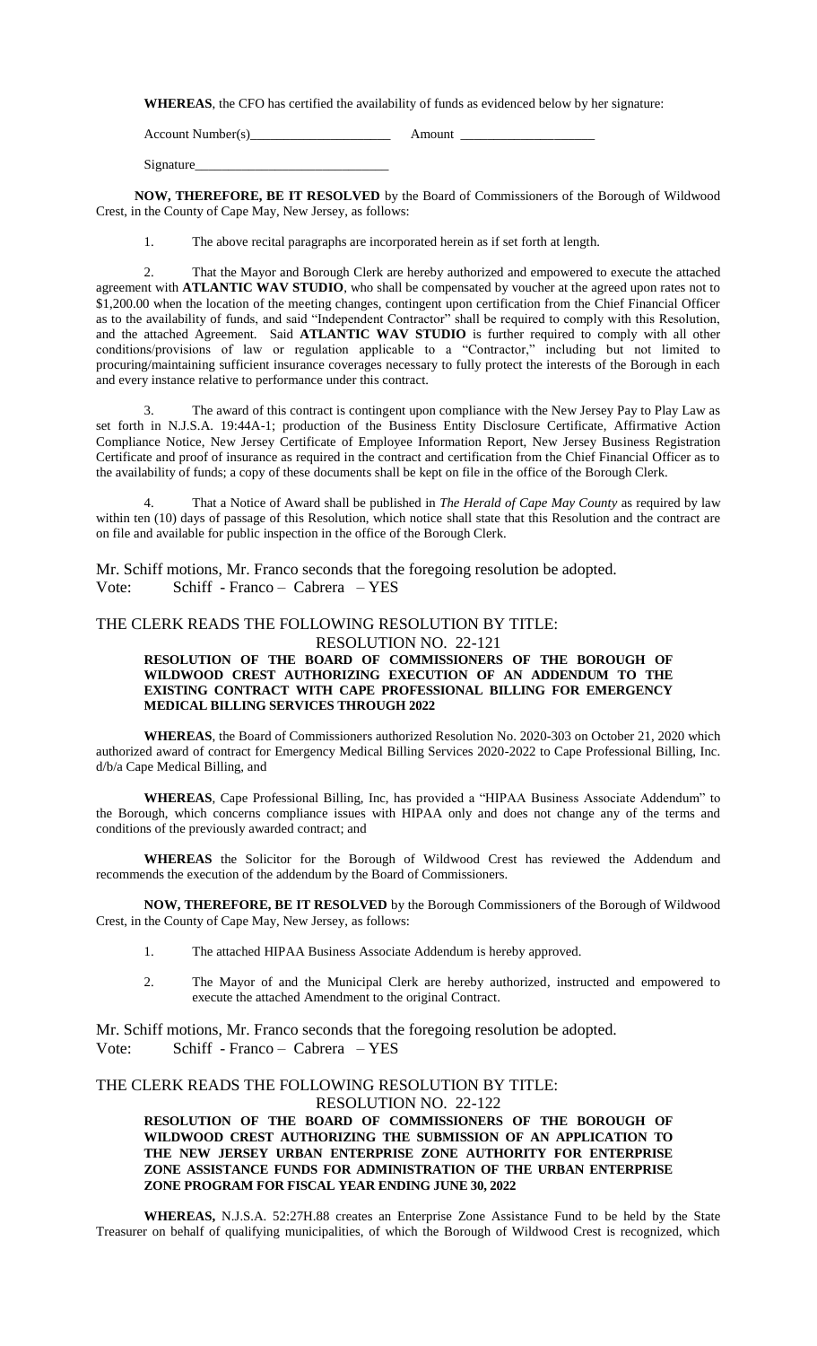**WHEREAS**, the CFO has certified the availability of funds as evidenced below by her signature:

Account Number(s)_____________________ Amount ____________________

Signature____________________________

**NOW, THEREFORE, BE IT RESOLVED** by the Board of Commissioners of the Borough of Wildwood Crest, in the County of Cape May, New Jersey, as follows:

1. The above recital paragraphs are incorporated herein as if set forth at length.

2. That the Mayor and Borough Clerk are hereby authorized and empowered to execute the attached agreement with **ATLANTIC WAV STUDIO**, who shall be compensated by voucher at the agreed upon rates not to $1,200.00 when the location of the meeting changes, contingent upon certification from the Chief Financial Officer as to the availability of funds, and said "Independent Contractor" shall be required to comply with this Resolution, and the attached Agreement. Said **ATLANTIC WAV STUDIO** is further required to comply with all other conditions/provisions of law or regulation applicable to a "Contractor," including but not limited to procuring/maintaining sufficient insurance coverages necessary to fully protect the interests of the Borough in each and every instance relative to performance under this contract.

3. The award of this contract is contingent upon compliance with the New Jersey Pay to Play Law as set forth in N.J.S.A. 19:44A-1; production of the Business Entity Disclosure Certificate, Affirmative Action Compliance Notice, New Jersey Certificate of Employee Information Report, New Jersey Business Registration Certificate and proof of insurance as required in the contract and certification from the Chief Financial Officer as to the availability of funds; a copy of these documents shall be kept on file in the office of the Borough Clerk.

4. That a Notice of Award shall be published in *The Herald of Cape May County* as required by law within ten (10) days of passage of this Resolution, which notice shall state that this Resolution and the contract are on file and available for public inspection in the office of the Borough Clerk.

Mr. Schiff motions, Mr. Franco seconds that the foregoing resolution be adopted.
Vote: Schiff - Franco – Cabrera – YES

THE CLERK READS THE FOLLOWING RESOLUTION BY TITLE:

RESOLUTION NO. 22-121

**RESOLUTION OF THE BOARD OF COMMISSIONERS OF THE BOROUGH OF WILDWOOD CREST AUTHORIZING EXECUTION OF AN ADDENDUM TO THE EXISTING CONTRACT WITH CAPE PROFESSIONAL BILLING FOR EMERGENCY MEDICAL BILLING SERVICES THROUGH 2022**

**WHEREAS**, the Board of Commissioners authorized Resolution No. 2020-303 on October 21, 2020 which authorized award of contract for Emergency Medical Billing Services 2020-2022 to Cape Professional Billing, Inc. d/b/a Cape Medical Billing, and

**WHEREAS**, Cape Professional Billing, Inc, has provided a "HIPAA Business Associate Addendum" to the Borough, which concerns compliance issues with HIPAA only and does not change any of the terms and conditions of the previously awarded contract; and

**WHEREAS** the Solicitor for the Borough of Wildwood Crest has reviewed the Addendum and recommends the execution of the addendum by the Board of Commissioners.

**NOW, THEREFORE, BE IT RESOLVED** by the Borough Commissioners of the Borough of Wildwood Crest, in the County of Cape May, New Jersey, as follows:

1. The attached HIPAA Business Associate Addendum is hereby approved.
2. The Mayor of and the Municipal Clerk are hereby authorized, instructed and empowered to execute the attached Amendment to the original Contract.

Mr. Schiff motions, Mr. Franco seconds that the foregoing resolution be adopted.
Vote: Schiff - Franco – Cabrera – YES

THE CLERK READS THE FOLLOWING RESOLUTION BY TITLE:

RESOLUTION NO. 22-122

**RESOLUTION OF THE BOARD OF COMMISSIONERS OF THE BOROUGH OF WILDWOOD CREST AUTHORIZING THE SUBMISSION OF AN APPLICATION TO THE NEW JERSEY URBAN ENTERPRISE ZONE AUTHORITY FOR ENTERPRISE ZONE ASSISTANCE FUNDS FOR ADMINISTRATION OF THE URBAN ENTERPRISE ZONE PROGRAM FOR FISCAL YEAR ENDING JUNE 30, 2022**

**WHEREAS,** N.J.S.A. 52:27H.88 creates an Enterprise Zone Assistance Fund to be held by the State Treasurer on behalf of qualifying municipalities, of which the Borough of Wildwood Crest is recognized, which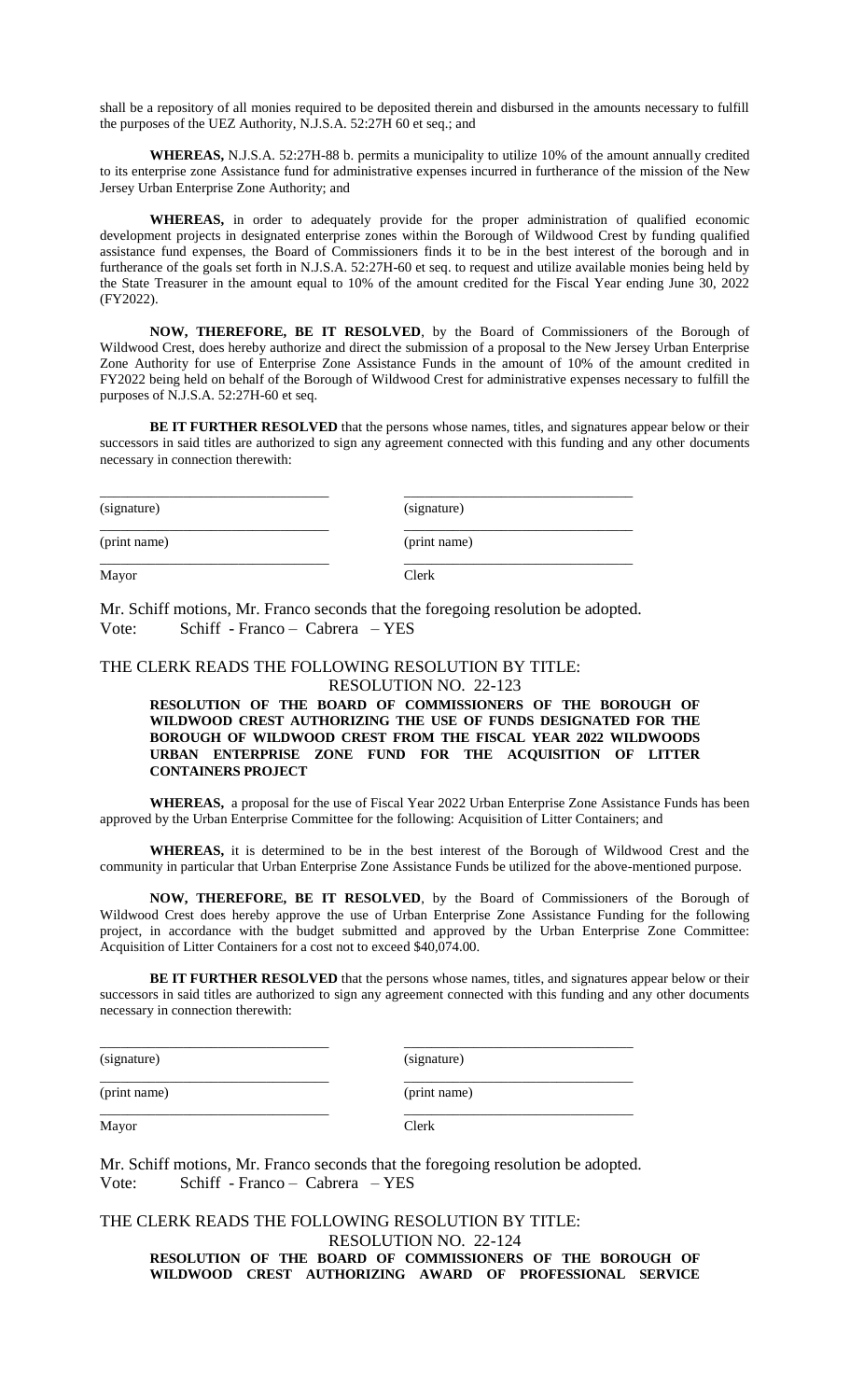shall be a repository of all monies required to be deposited therein and disbursed in the amounts necessary to fulfill the purposes of the UEZ Authority, N.J.S.A. 52:27H 60 et seq.; and

**WHEREAS,** N.J.S.A. 52:27H-88 b. permits a municipality to utilize 10% of the amount annually credited to its enterprise zone Assistance fund for administrative expenses incurred in furtherance of the mission of the New Jersey Urban Enterprise Zone Authority; and

**WHEREAS,** in order to adequately provide for the proper administration of qualified economic development projects in designated enterprise zones within the Borough of Wildwood Crest by funding qualified assistance fund expenses, the Board of Commissioners finds it to be in the best interest of the borough and in furtherance of the goals set forth in N.J.S.A. 52:27H-60 et seq. to request and utilize available monies being held by the State Treasurer in the amount equal to 10% of the amount credited for the Fiscal Year ending June 30, 2022 (FY2022).

**NOW, THEREFORE, BE IT RESOLVED**, by the Board of Commissioners of the Borough of Wildwood Crest, does hereby authorize and direct the submission of a proposal to the New Jersey Urban Enterprise Zone Authority for use of Enterprise Zone Assistance Funds in the amount of 10% of the amount credited in FY2022 being held on behalf of the Borough of Wildwood Crest for administrative expenses necessary to fulfill the purposes of N.J.S.A. 52:27H-60 et seq.

**BE IT FURTHER RESOLVED** that the persons whose names, titles, and signatures appear below or their successors in said titles are authorized to sign any agreement connected with this funding and any other documents necessary in connection therewith:

| | |
|---|---|
| _______________________________ | _______________________________ |
| (signature) | (signature) |
| _______________________________ | _______________________________ |
| (print name) | (print name) |
| _______________________________ | _______________________________ |
| Mayor | Clerk |

Mr. Schiff motions, Mr. Franco seconds that the foregoing resolution be adopted.
Vote: Schiff - Franco – Cabrera – YES

THE CLERK READS THE FOLLOWING RESOLUTION BY TITLE:

RESOLUTION NO. 22-123

**RESOLUTION OF THE BOARD OF COMMISSIONERS OF THE BOROUGH OF WILDWOOD CREST AUTHORIZING THE USE OF FUNDS DESIGNATED FOR THE BOROUGH OF WILDWOOD CREST FROM THE FISCAL YEAR 2022 WILDWOODS URBAN ENTERPRISE ZONE FUND FOR THE ACQUISITION OF LITTER CONTAINERS PROJECT**

**WHEREAS,** a proposal for the use of Fiscal Year 2022 Urban Enterprise Zone Assistance Funds has been approved by the Urban Enterprise Committee for the following: Acquisition of Litter Containers; and

**WHEREAS,** it is determined to be in the best interest of the Borough of Wildwood Crest and the community in particular that Urban Enterprise Zone Assistance Funds be utilized for the above-mentioned purpose.

**NOW, THEREFORE, BE IT RESOLVED**, by the Board of Commissioners of the Borough of Wildwood Crest does hereby approve the use of Urban Enterprise Zone Assistance Funding for the following project, in accordance with the budget submitted and approved by the Urban Enterprise Zone Committee: Acquisition of Litter Containers for a cost not to exceed $40,074.00.

**BE IT FURTHER RESOLVED** that the persons whose names, titles, and signatures appear below or their successors in said titles are authorized to sign any agreement connected with this funding and any other documents necessary in connection therewith:

| | |
|---|---|
| _______________________________ | _______________________________ |
| (signature) | (signature) |
| _______________________________ | _______________________________ |
| (print name) | (print name) |
| _______________________________ | _______________________________ |
| Mayor | Clerk |

Mr. Schiff motions, Mr. Franco seconds that the foregoing resolution be adopted.
Vote: Schiff - Franco – Cabrera – YES

THE CLERK READS THE FOLLOWING RESOLUTION BY TITLE:

RESOLUTION NO. 22-124

**RESOLUTION OF THE BOARD OF COMMISSIONERS OF THE BOROUGH OF WILDWOOD CREST AUTHORIZING AWARD OF PROFESSIONAL SERVICE**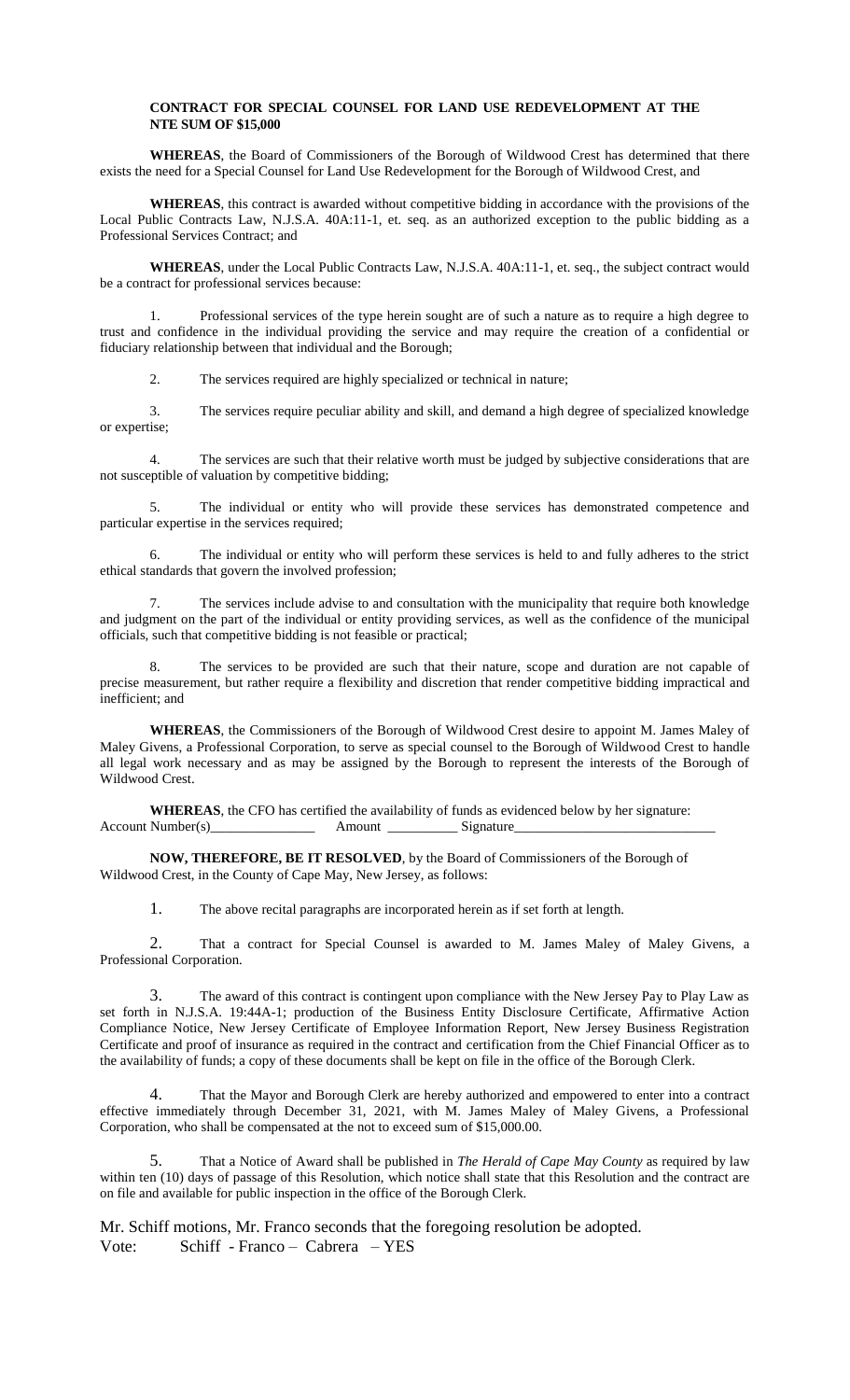**CONTRACT FOR SPECIAL COUNSEL FOR LAND USE REDEVELOPMENT AT THE NTE SUM OF $15,000**

**WHEREAS**, the Board of Commissioners of the Borough of Wildwood Crest has determined that there exists the need for a Special Counsel for Land Use Redevelopment for the Borough of Wildwood Crest, and

**WHEREAS**, this contract is awarded without competitive bidding in accordance with the provisions of the Local Public Contracts Law, N.J.S.A. 40A:11-1, et. seq. as an authorized exception to the public bidding as a Professional Services Contract; and

**WHEREAS**, under the Local Public Contracts Law, N.J.S.A. 40A:11-1, et. seq., the subject contract would be a contract for professional services because:

1. Professional services of the type herein sought are of such a nature as to require a high degree to trust and confidence in the individual providing the service and may require the creation of a confidential or fiduciary relationship between that individual and the Borough;

2. The services required are highly specialized or technical in nature;

3. The services require peculiar ability and skill, and demand a high degree of specialized knowledge or expertise;

4. The services are such that their relative worth must be judged by subjective considerations that are not susceptible of valuation by competitive bidding;

5. The individual or entity who will provide these services has demonstrated competence and particular expertise in the services required;

6. The individual or entity who will perform these services is held to and fully adheres to the strict ethical standards that govern the involved profession;

7. The services include advise to and consultation with the municipality that require both knowledge and judgment on the part of the individual or entity providing services, as well as the confidence of the municipal officials, such that competitive bidding is not feasible or practical;

8. The services to be provided are such that their nature, scope and duration are not capable of precise measurement, but rather require a flexibility and discretion that render competitive bidding impractical and inefficient; and

**WHEREAS**, the Commissioners of the Borough of Wildwood Crest desire to appoint M. James Maley of Maley Givens, a Professional Corporation, to serve as special counsel to the Borough of Wildwood Crest to handle all legal work necessary and as may be assigned by the Borough to represent the interests of the Borough of Wildwood Crest.

**WHEREAS**, the CFO has certified the availability of funds as evidenced below by her signature:
Account Number(s)_______________ Amount __________ Signature____________________________

**NOW, THEREFORE, BE IT RESOLVED**, by the Board of Commissioners of the Borough of Wildwood Crest, in the County of Cape May, New Jersey, as follows:

1. The above recital paragraphs are incorporated herein as if set forth at length.

2. That a contract for Special Counsel is awarded to M. James Maley of Maley Givens, a Professional Corporation.

3. The award of this contract is contingent upon compliance with the New Jersey Pay to Play Law as set forth in N.J.S.A. 19:44A-1; production of the Business Entity Disclosure Certificate, Affirmative Action Compliance Notice, New Jersey Certificate of Employee Information Report, New Jersey Business Registration Certificate and proof of insurance as required in the contract and certification from the Chief Financial Officer as to the availability of funds; a copy of these documents shall be kept on file in the office of the Borough Clerk.

4. That the Mayor and Borough Clerk are hereby authorized and empowered to enter into a contract effective immediately through December 31, 2021, with M. James Maley of Maley Givens, a Professional Corporation, who shall be compensated at the not to exceed sum of $15,000.00.

5. That a Notice of Award shall be published in *The Herald of Cape May County* as required by law within ten (10) days of passage of this Resolution, which notice shall state that this Resolution and the contract are on file and available for public inspection in the office of the Borough Clerk.

Mr. Schiff motions, Mr. Franco seconds that the foregoing resolution be adopted.
Vote: Schiff - Franco – Cabrera – YES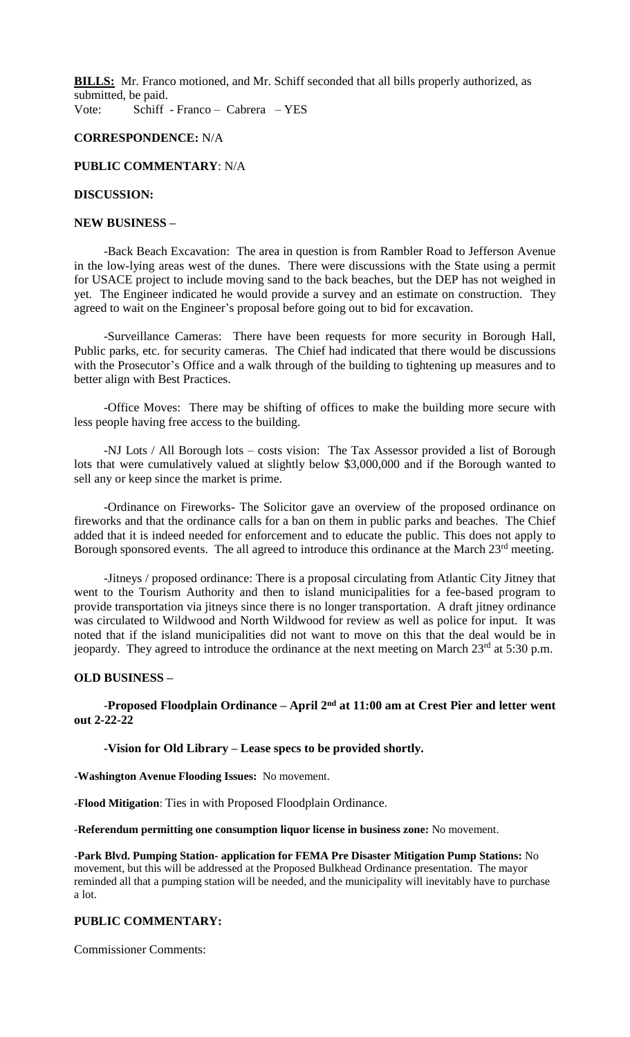**BILLS:** Mr. Franco motioned, and Mr. Schiff seconded that all bills properly authorized, as submitted, be paid.
Vote: Schiff - Franco – Cabrera – YES

**CORRESPONDENCE:** N/A

**PUBLIC COMMENTARY**: N/A

**DISCUSSION:**

**NEW BUSINESS –**

-Back Beach Excavation: The area in question is from Rambler Road to Jefferson Avenue in the low-lying areas west of the dunes. There were discussions with the State using a permit for USACE project to include moving sand to the back beaches, but the DEP has not weighed in yet. The Engineer indicated he would provide a survey and an estimate on construction. They agreed to wait on the Engineer's proposal before going out to bid for excavation.

-Surveillance Cameras: There have been requests for more security in Borough Hall, Public parks, etc. for security cameras. The Chief had indicated that there would be discussions with the Prosecutor's Office and a walk through of the building to tightening up measures and to better align with Best Practices.

-Office Moves: There may be shifting of offices to make the building more secure with less people having free access to the building.

-NJ Lots / All Borough lots – costs vision: The Tax Assessor provided a list of Borough lots that were cumulatively valued at slightly below $3,000,000 and if the Borough wanted to sell any or keep since the market is prime.

-Ordinance on Fireworks- The Solicitor gave an overview of the proposed ordinance on fireworks and that the ordinance calls for a ban on them in public parks and beaches. The Chief added that it is indeed needed for enforcement and to educate the public. This does not apply to Borough sponsored events. The all agreed to introduce this ordinance at the March 23rd meeting.

-Jitneys / proposed ordinance: There is a proposal circulating from Atlantic City Jitney that went to the Tourism Authority and then to island municipalities for a fee-based program to provide transportation via jitneys since there is no longer transportation. A draft jitney ordinance was circulated to Wildwood and North Wildwood for review as well as police for input. It was noted that if the island municipalities did not want to move on this that the deal would be in jeopardy. They agreed to introduce the ordinance at the next meeting on March 23rd at 5:30 p.m.

**OLD BUSINESS –**

**-Proposed Floodplain Ordinance – April 2nd at 11:00 am at Crest Pier and letter went out 2-22-22**

**-Vision for Old Library – Lease specs to be provided shortly.**

**-Washington Avenue Flooding Issues:** No movement.

**-Flood Mitigation**: Ties in with Proposed Floodplain Ordinance.

**-Referendum permitting one consumption liquor license in business zone:** No movement.

**-Park Blvd. Pumping Station- application for FEMA Pre Disaster Mitigation Pump Stations:** No movement, but this will be addressed at the Proposed Bulkhead Ordinance presentation. The mayor reminded all that a pumping station will be needed, and the municipality will inevitably have to purchase a lot.

**PUBLIC COMMENTARY:**

Commissioner Comments: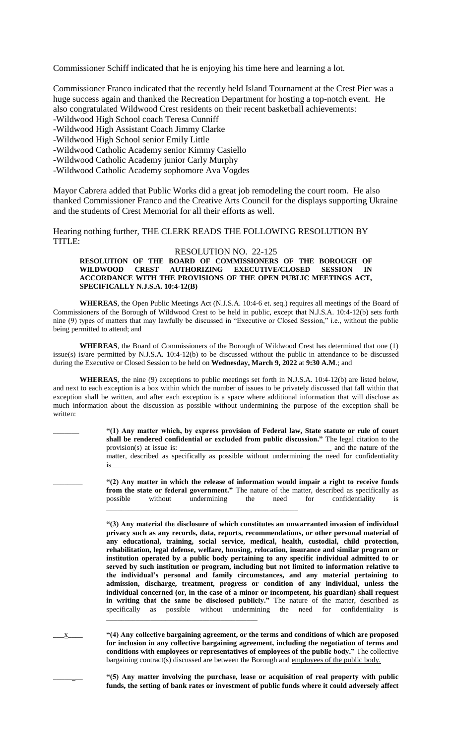Commissioner Schiff indicated that he is enjoying his time here and learning a lot.

Commissioner Franco indicated that the recently held Island Tournament at the Crest Pier was a huge success again and thanked the Recreation Department for hosting a top-notch event. He also congratulated Wildwood Crest residents on their recent basketball achievements:

-Wildwood High School coach Teresa Cunniff
-Wildwood High Assistant Coach Jimmy Clarke
-Wildwood High School senior Emily Little
-Wildwood Catholic Academy senior Kimmy Casiello
-Wildwood Catholic Academy junior Carly Murphy
-Wildwood Catholic Academy sophomore Ava Vogdes

Mayor Cabrera added that Public Works did a great job remodeling the court room. He also thanked Commissioner Franco and the Creative Arts Council for the displays supporting Ukraine and the students of Crest Memorial for all their efforts as well.

Hearing nothing further, THE CLERK READS THE FOLLOWING RESOLUTION BY TITLE:

RESOLUTION NO. 22-125

**RESOLUTION OF THE BOARD OF COMMISSIONERS OF THE BOROUGH OF WILDWOOD CREST AUTHORIZING EXECUTIVE/CLOSED SESSION IN ACCORDANCE WITH THE PROVISIONS OF THE OPEN PUBLIC MEETINGS ACT, SPECIFICALLY N.J.S.A. 10:4-12(B)**

**WHEREAS**, the Open Public Meetings Act (N.J.S.A. 10:4-6 et. seq.) requires all meetings of the Board of Commissioners of the Borough of Wildwood Crest to be held in public, except that N.J.S.A. 10:4-12(b) sets forth nine (9) types of matters that may lawfully be discussed in "Executive or Closed Session," i.e., without the public being permitted to attend; and

**WHEREAS**, the Board of Commissioners of the Borough of Wildwood Crest has determined that one (1) issue(s) is/are permitted by N.J.S.A. 10:4-12(b) to be discussed without the public in attendance to be discussed during the Executive or Closed Session to be held on **Wednesday, March 9, 2022** at **9:30 A.M**.; and

**WHEREAS**, the nine (9) exceptions to public meetings set forth in N.J.S.A. 10:4-12(b) are listed below, and next to each exception is a box within which the number of issues to be privately discussed that fall within that exception shall be written, and after each exception is a space where additional information that will disclose as much information about the discussion as possible without undermining the purpose of the exception shall be written:

_______ **"(1) Any matter which, by express provision of Federal law, State statute or rule of court shall be rendered confidential or excluded from public discussion."** The legal citation to the provision(s) at issue is: ________________________________________ and the nature of the matter, described as specifically as possible without undermining the need for confidentiality is______________________________________________________

_______ **"(2) Any matter in which the release of information would impair a right to receive funds from the state or federal government."** The nature of the matter, described as specifically as possible without undermining the need for confidentiality is ______________________________________________________

_______ **"(3) Any material the disclosure of which constitutes an unwarranted invasion of individual privacy such as any records, data, reports, recommendations, or other personal material of any educational, training, social service, medical, health, custodial, child protection, rehabilitation, legal defense, welfare, housing, relocation, insurance and similar program or institution operated by a public body pertaining to any specific individual admitted to or served by such institution or program, including but not limited to information relative to the individual's personal and family circumstances, and any material pertaining to admission, discharge, treatment, progress or condition of any individual, unless the individual concerned (or, in the case of a minor or incompetent, his guardian) shall request in writing that the same be disclosed publicly."** The nature of the matter, described as specifically as possible without undermining the need for confidentiality is ________________________________________

___x____ **"(4) Any collective bargaining agreement, or the terms and conditions of which are proposed for inclusion in any collective bargaining agreement, including the negotiation of terms and conditions with employees or representatives of employees of the public body."** The collective bargaining contract(s) discussed are between the Borough and employees of the public body.

_______ **"(5) Any matter involving the purchase, lease or acquisition of real property with public funds, the setting of bank rates or investment of public funds where it could adversely affect**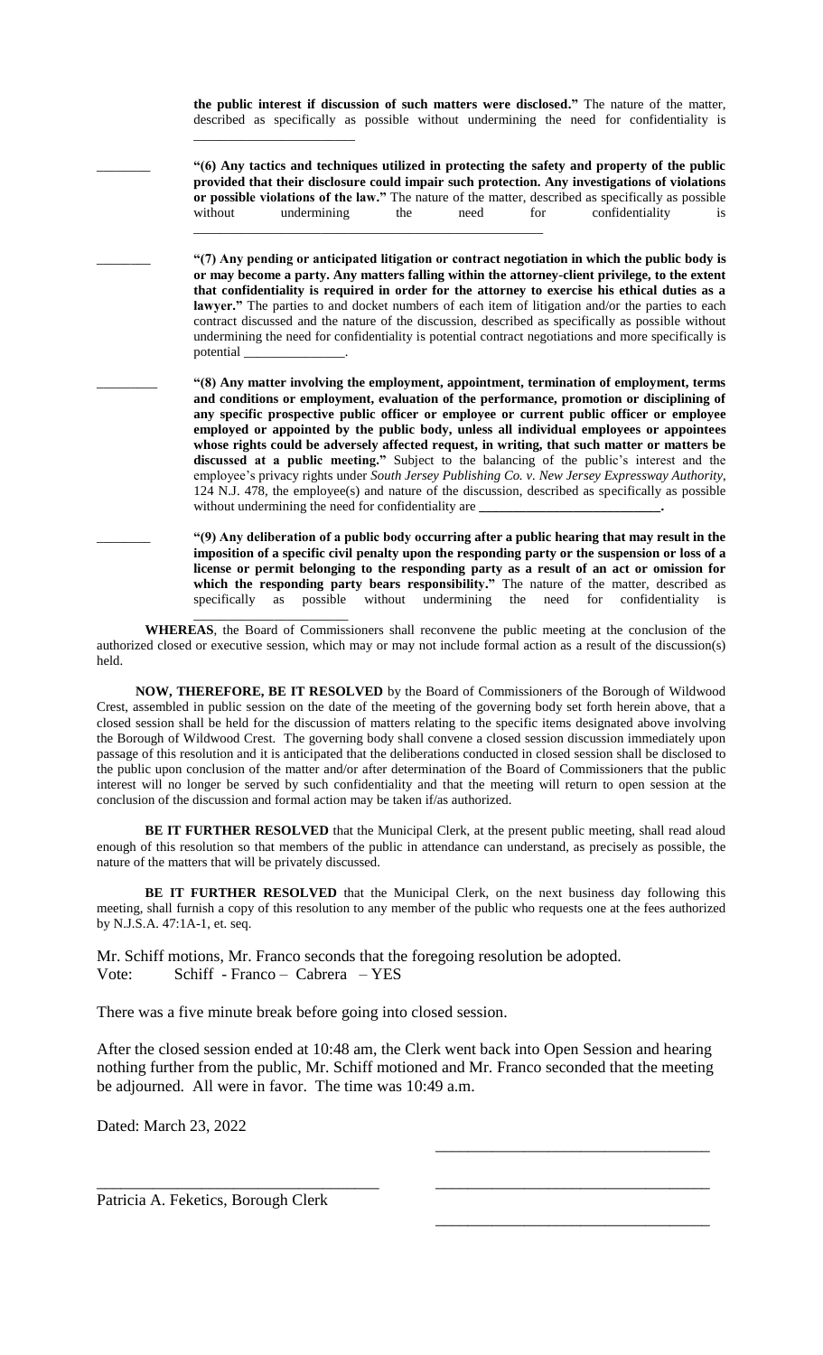**the public interest if discussion of such matters were disclosed."** The nature of the matter, described as specifically as possible without undermining the need for confidentiality is \_\_\_\_\_\_\_\_\_\_\_\_\_\_\_\_\_\_\_\_\_\_\_\_

\_\_\_\_\_\_\_\_ **"(6) Any tactics and techniques utilized in protecting the safety and property of the public provided that their disclosure could impair such protection. Any investigations of violations or possible violations of the law."** The nature of the matter, described as specifically as possible without undermining the need for confidentiality is \_\_\_\_\_\_\_\_\_\_\_\_\_\_\_\_\_\_\_\_\_\_\_\_\_\_\_\_\_\_\_\_\_\_\_\_\_\_\_\_\_\_\_\_\_\_\_\_\_\_\_\_

\_\_\_\_\_\_\_\_ **"(7) Any pending or anticipated litigation or contract negotiation in which the public body is or may become a party. Any matters falling within the attorney-client privilege, to the extent that confidentiality is required in order for the attorney to exercise his ethical duties as a lawyer."** The parties to and docket numbers of each item of litigation and/or the parties to each contract discussed and the nature of the discussion, described as specifically as possible without undermining the need for confidentiality is potential contract negotiations and more specifically is potential \_\_\_\_\_\_\_\_\_\_\_\_\_\_\_.

\_\_\_\_\_\_\_\_\_ **"(8) Any matter involving the employment, appointment, termination of employment, terms and conditions or employment, evaluation of the performance, promotion or disciplining of any specific prospective public officer or employee or current public officer or employee employed or appointed by the public body, unless all individual employees or appointees whose rights could be adversely affected request, in writing, that such matter or matters be discussed at a public meeting."** Subject to the balancing of the public's interest and the employee's privacy rights under *South Jersey Publishing Co. v. New Jersey Expressway Authority*, 124 N.J. 478, the employee(s) and nature of the discussion, described as specifically as possible without undermining the need for confidentiality are \_\_\_\_\_\_\_\_\_\_\_\_\_\_\_\_\_\_\_\_\_\_\_\_\_\_\_.

\_\_\_\_\_\_\_\_ **"(9) Any deliberation of a public body occurring after a public hearing that may result in the imposition of a specific civil penalty upon the responding party or the suspension or loss of a license or permit belonging to the responding party as a result of an act or omission for which the responding party bears responsibility."** The nature of the matter, described as specifically as possible without undermining the need for confidentiality is \_\_\_\_\_\_\_\_\_\_\_\_\_\_\_\_\_\_\_\_\_\_\_\_

**WHEREAS**, the Board of Commissioners shall reconvene the public meeting at the conclusion of the authorized closed or executive session, which may or may not include formal action as a result of the discussion(s) held.

**NOW, THEREFORE, BE IT RESOLVED** by the Board of Commissioners of the Borough of Wildwood Crest, assembled in public session on the date of the meeting of the governing body set forth herein above, that a closed session shall be held for the discussion of matters relating to the specific items designated above involving the Borough of Wildwood Crest. The governing body shall convene a closed session discussion immediately upon passage of this resolution and it is anticipated that the deliberations conducted in closed session shall be disclosed to the public upon conclusion of the matter and/or after determination of the Board of Commissioners that the public interest will no longer be served by such confidentiality and that the meeting will return to open session at the conclusion of the discussion and formal action may be taken if/as authorized.

**BE IT FURTHER RESOLVED** that the Municipal Clerk, at the present public meeting, shall read aloud enough of this resolution so that members of the public in attendance can understand, as precisely as possible, the nature of the matters that will be privately discussed.

**BE IT FURTHER RESOLVED** that the Municipal Clerk, on the next business day following this meeting, shall furnish a copy of this resolution to any member of the public who requests one at the fees authorized by N.J.S.A. 47:1A-1, et. seq.

Mr. Schiff motions, Mr. Franco seconds that the foregoing resolution be adopted.
Vote: Schiff - Franco – Cabrera – YES

There was a five minute break before going into closed session.

After the closed session ended at 10:48 am, the Clerk went back into Open Session and hearing nothing further from the public, Mr. Schiff motioned and Mr. Franco seconded that the meeting be adjourned. All were in favor. The time was 10:49 a.m.

Dated: March 23, 2022

\_\_\_\_\_\_\_\_\_\_\_\_\_\_\_\_\_\_\_\_\_\_\_\_\_\_\_\_\_\_\_\_\_\_\_\_

\_\_\_\_\_\_\_\_\_\_\_\_\_\_\_\_\_\_\_\_\_\_\_\_\_\_\_\_\_\_\_\_\_\_\_\_ \_\_\_\_\_\_\_\_\_\_\_\_\_\_\_\_\_\_\_\_\_\_\_\_\_\_\_\_\_\_\_\_\_\_\_\_

Patricia A. Feketics, Borough Clerk

\_\_\_\_\_\_\_\_\_\_\_\_\_\_\_\_\_\_\_\_\_\_\_\_\_\_\_\_\_\_\_\_\_\_\_\_